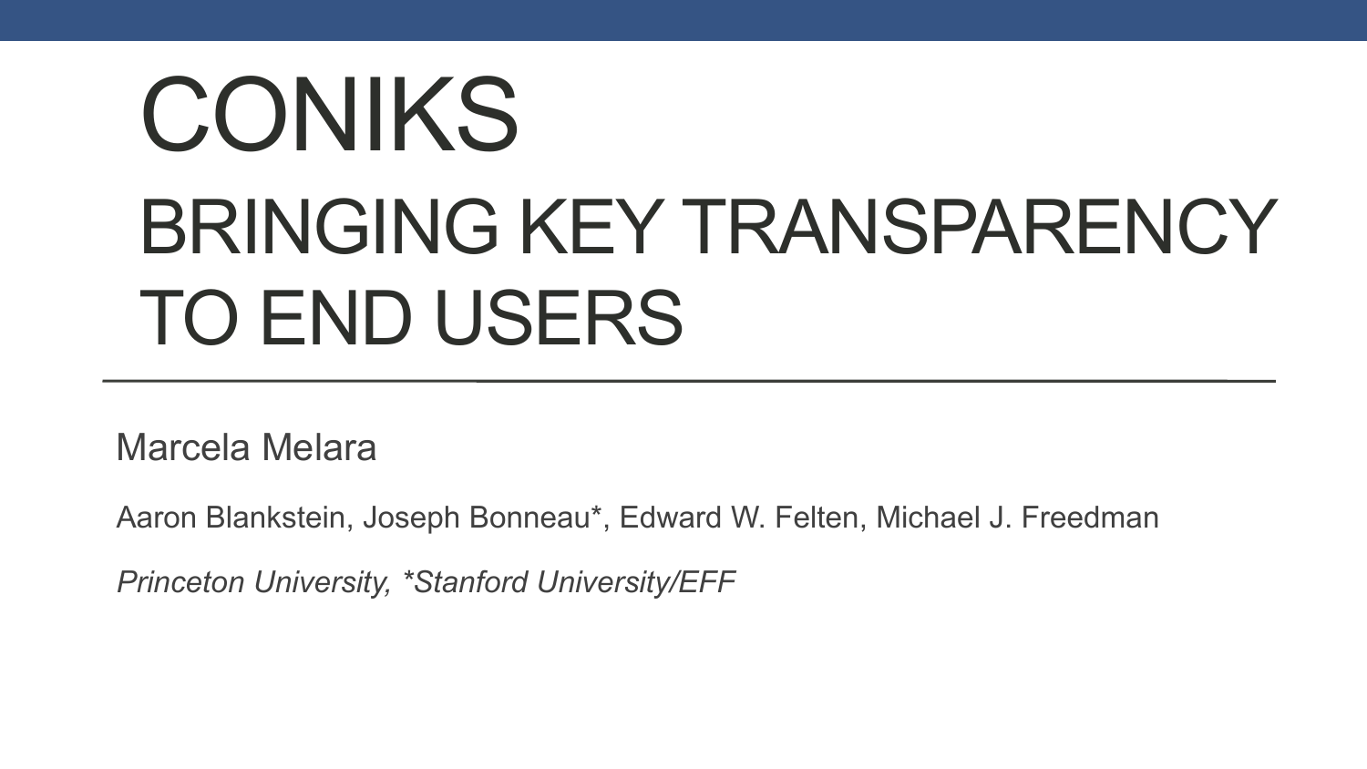# CONIKS

## BRINGING KEY TRANSPARENCY TO END USERS

---

Marcela Melara

Aaron Blankstein, Joseph Bonneau*, Edward W. Felten, Michael J. Freedman

*Princeton University, *Stanford University/EFF*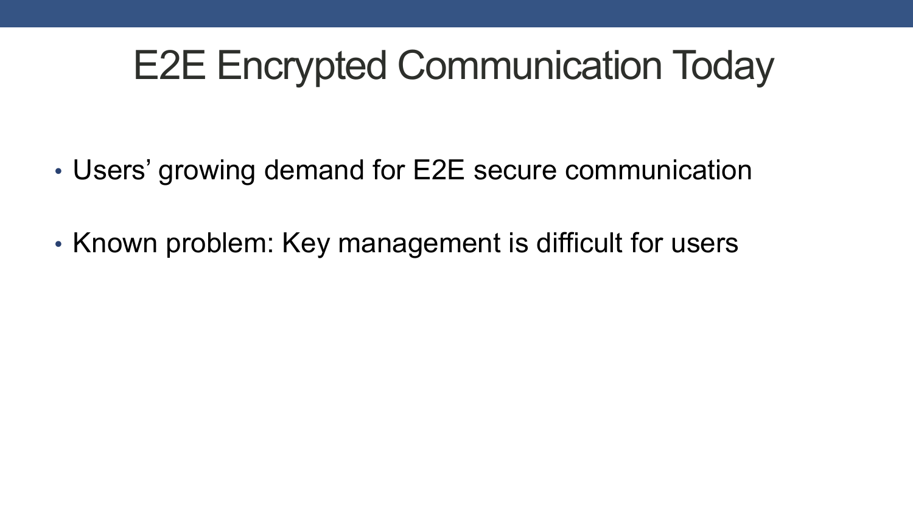# E2E Encrypted Communication Today

- Users' growing demand for E2E secure communication
- Known problem: Key management is difficult for users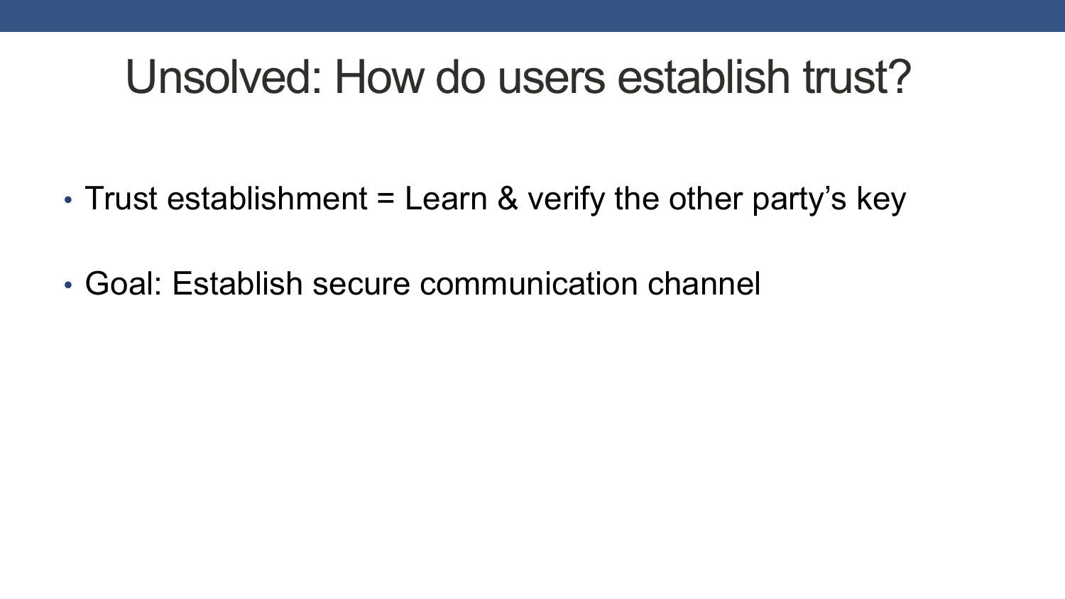# Unsolved: How do users establish trust?

- Trust establishment = Learn & verify the other party's key
- Goal: Establish secure communication channel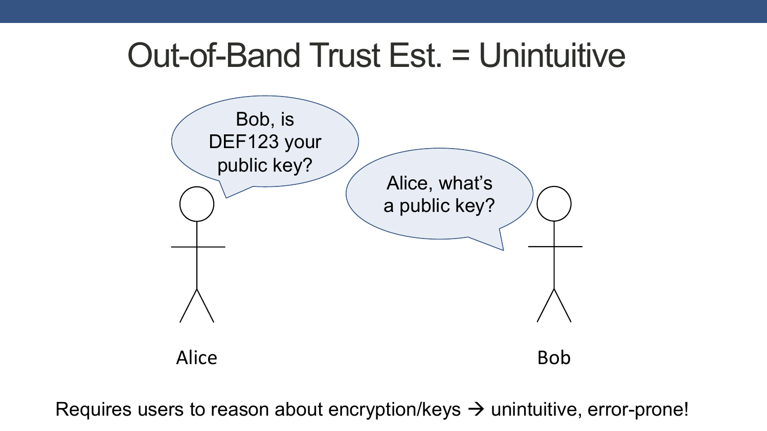# Out-of-Band Trust Est. = Unintuitive

Bob, is DEF123 your public key?

Alice, what's a public key?

Alice

Bob

Requires users to reason about encryption/keys → unintuitive, error-prone!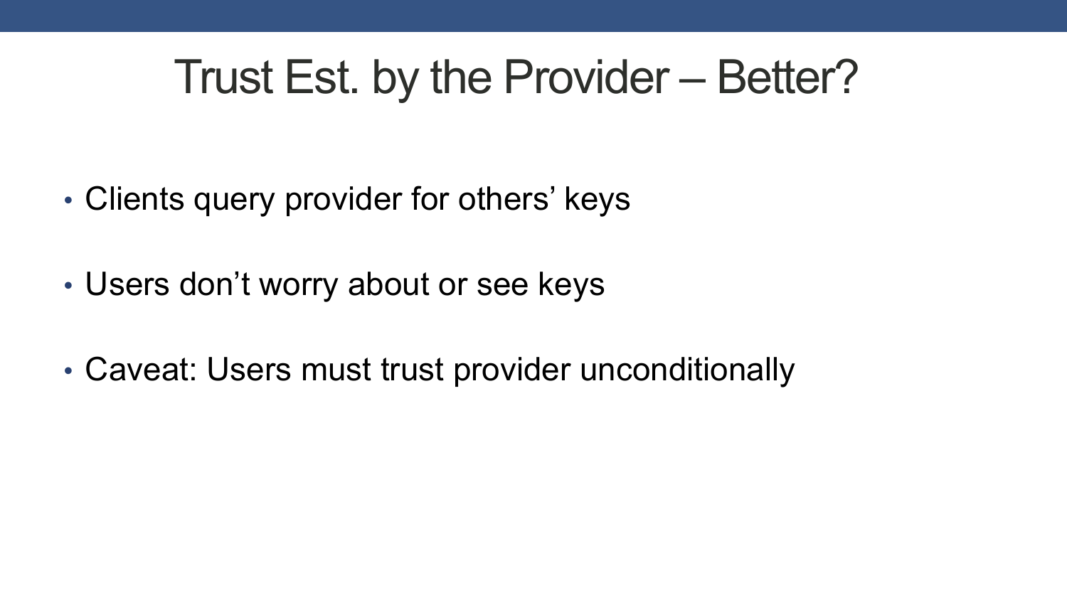# Trust Est. by the Provider – Better?

- Clients query provider for others' keys
- Users don't worry about or see keys
- Caveat: Users must trust provider unconditionally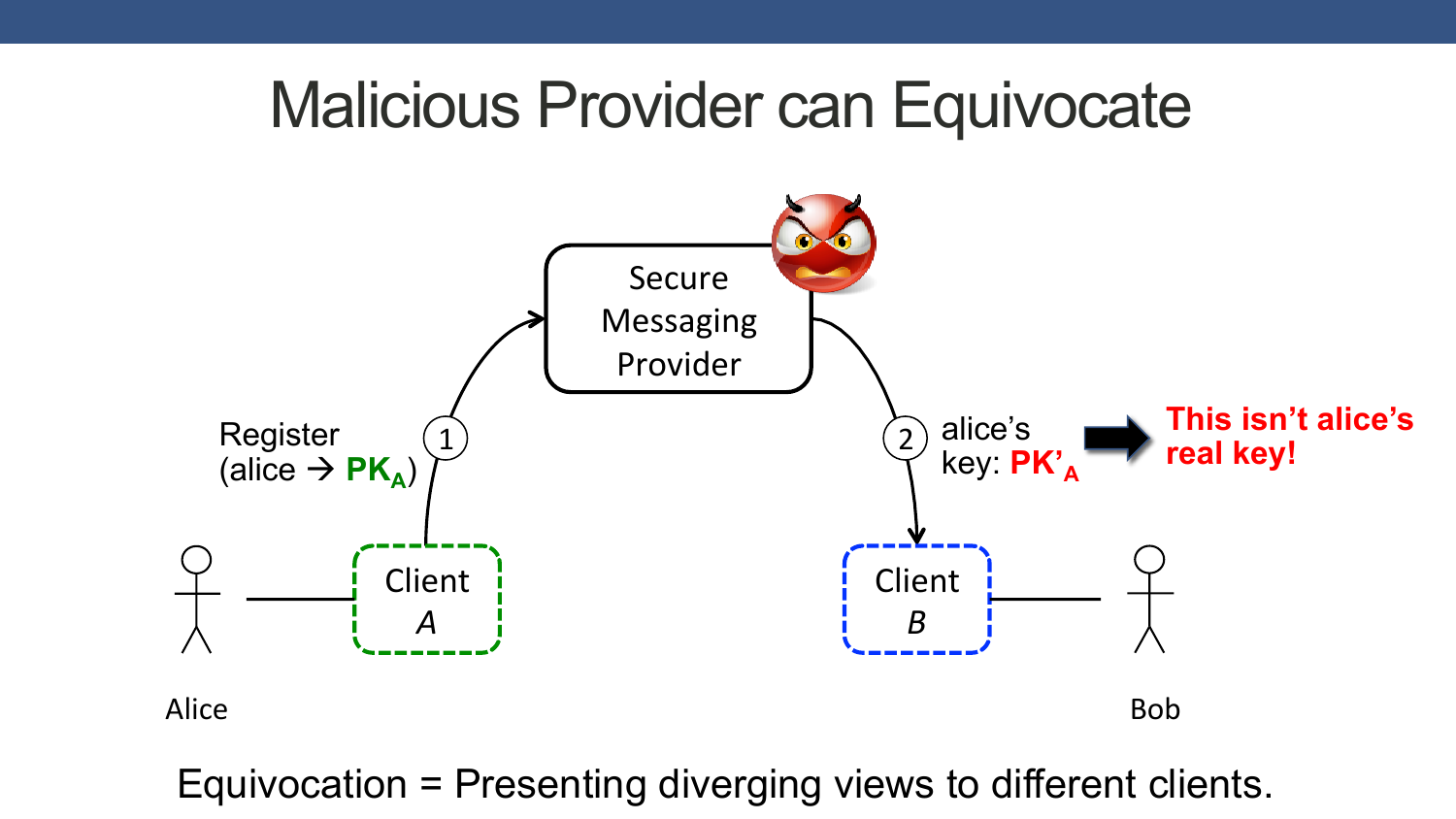# Malicious Provider can Equivocate

Secure Messaging Provider

1 Register (alice → $PK_A$)

2 alice's key: $PK'_A$

This isn't alice's real key!

Client *A*

Client *B*

Alice

Bob

Equivocation = Presenting diverging views to different clients.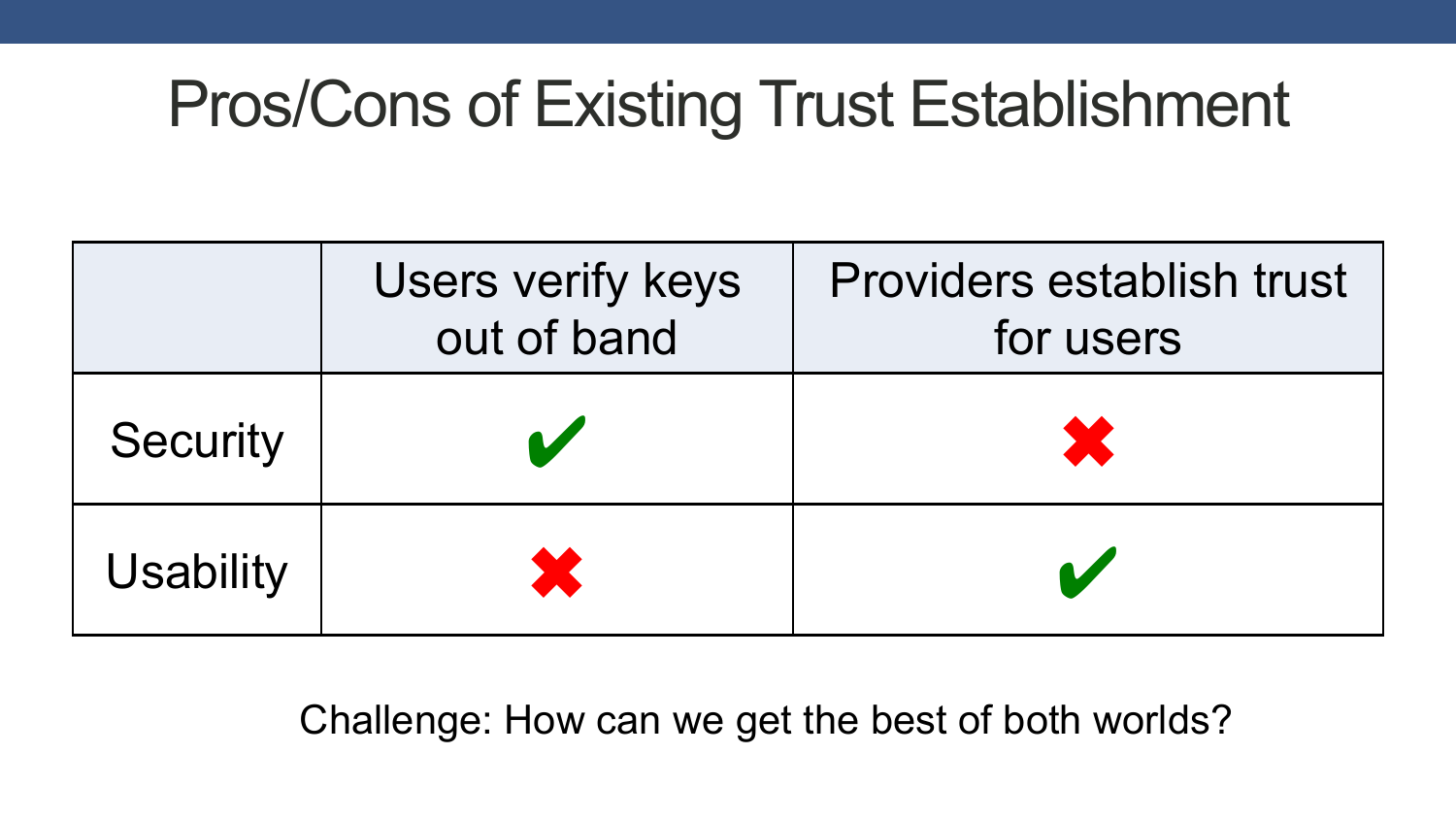# Pros/Cons of Existing Trust Establishment

| | Users verify keys out of band | Providers establish trust for users |
|---|---|---|
| Security | ✔ | ✖ |
| Usability | ✖ | ✔ |

Challenge: How can we get the best of both worlds?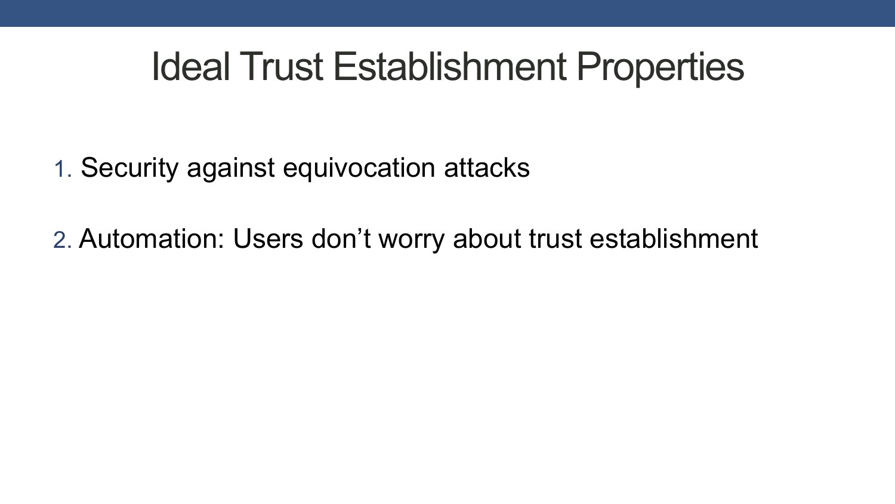# Ideal Trust Establishment Properties

1. Security against equivocation attacks
2. Automation: Users don’t worry about trust establishment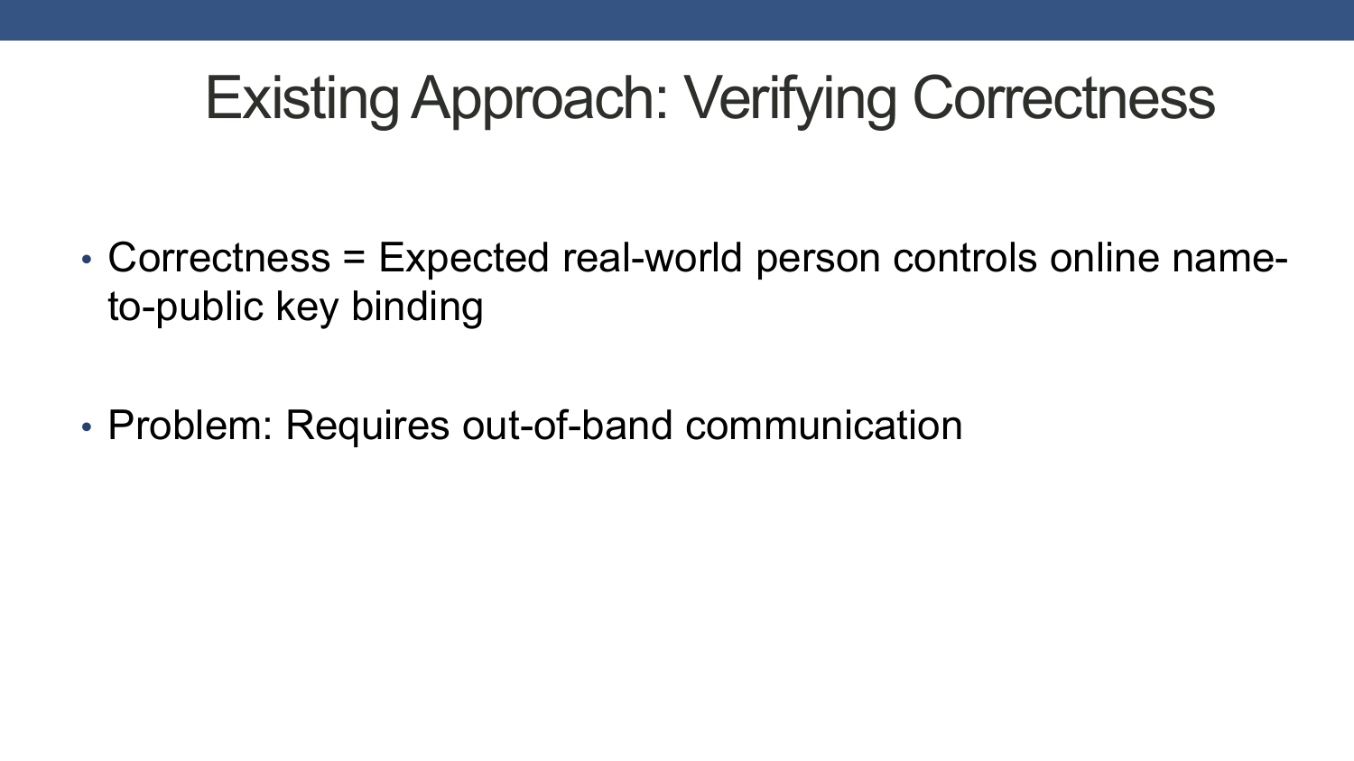# Existing Approach: Verifying Correctness

- Correctness = Expected real-world person controls online name-to-public key binding
- Problem: Requires out-of-band communication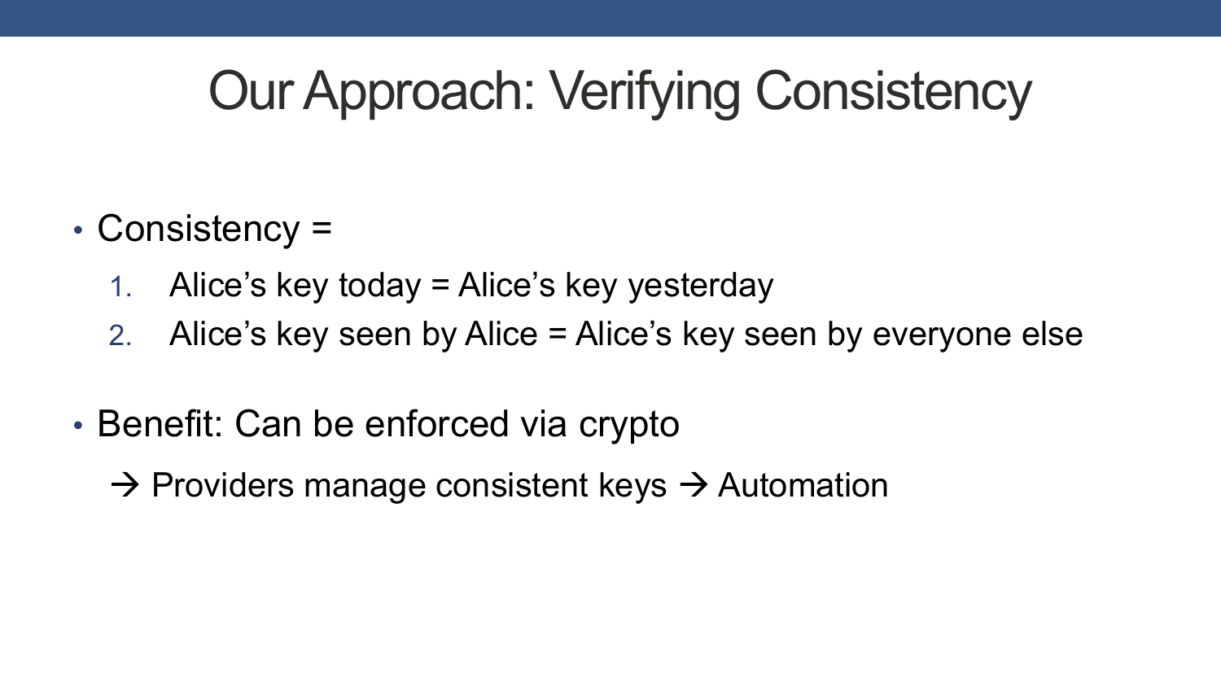# Our Approach: Verifying Consistency

- Consistency =
  1. Alice’s key today = Alice’s key yesterday
  2. Alice’s key seen by Alice = Alice’s key seen by everyone else

- Benefit: Can be enforced via crypto

  → Providers manage consistent keys → Automation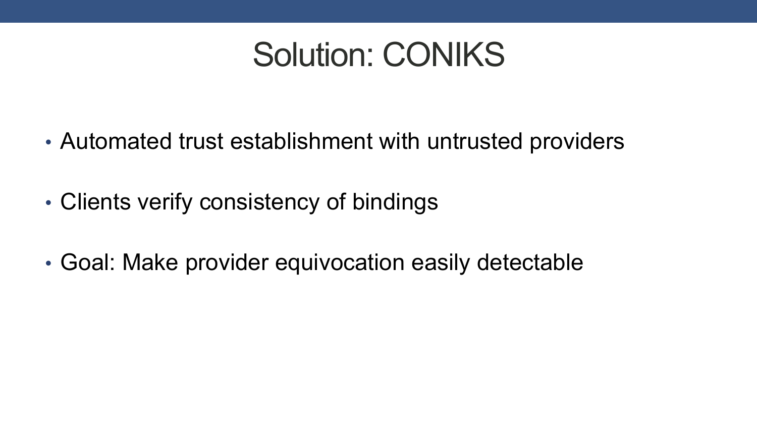# Solution: CONIKS

- Automated trust establishment with untrusted providers
- Clients verify consistency of bindings
- Goal: Make provider equivocation easily detectable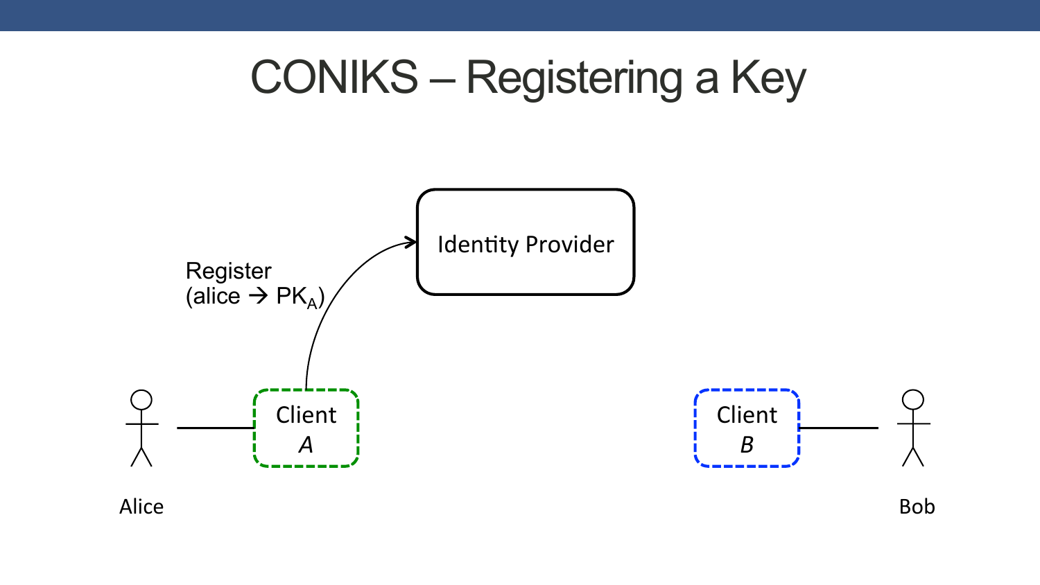# CONIKS – Registering a Key

Identity Provider

Register
(alice → $PK_A$)

Client
*A*

Client
*B*

Alice

Bob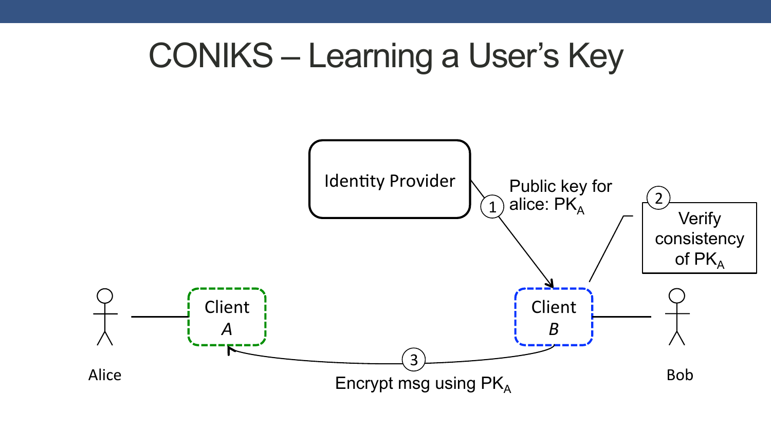# CONIKS – Learning a User's Key

Identity Provider

1 Public key for alice: $PK_A$

2 Verify consistency of $PK_A$

Client *A*

Client *B*

Alice

Bob

3 Encrypt msg using $PK_A$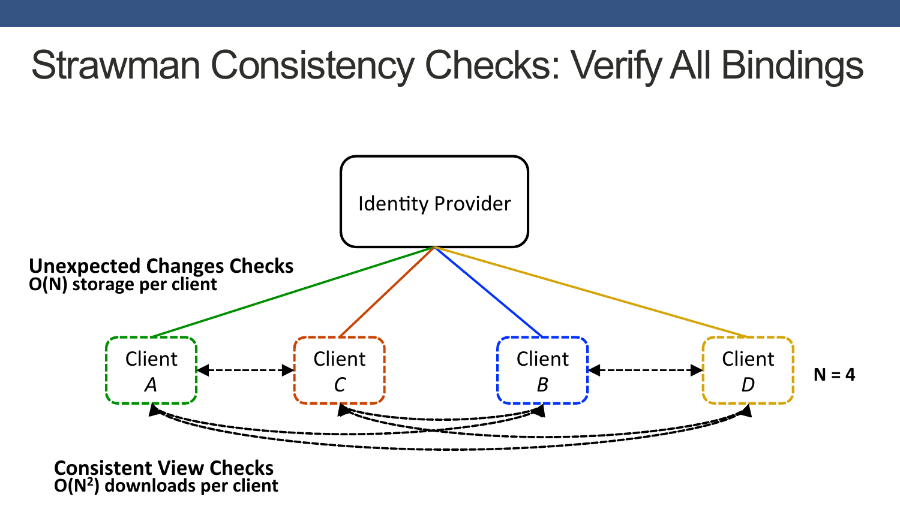# Strawman Consistency Checks: Verify All Bindings

Identity Provider

**Unexpected Changes Checks**
**O(N) storage per client**

Client *A*

Client *C*

Client *B*

Client *D*

**N = 4**

**Consistent View Checks**
**O($N^2$) downloads per client**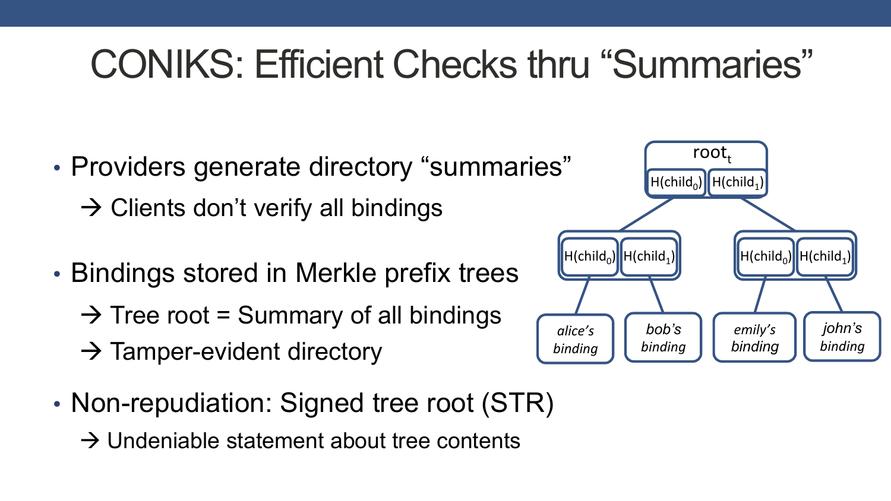# CONIKS: Efficient Checks thru "Summaries"

- Providers generate directory "summaries"
  - → Clients don't verify all bindings
- Bindings stored in Merkle prefix trees
  - → Tree root = Summary of all bindings
  - → Tamper-evident directory
- Non-repudiation: Signed tree root (STR)
  - → Undeniable statement about tree contents

$\text{root}_t$

$H(\text{child}_0)$ $H(\text{child}_1)$

$H(\text{child}_0)$ $H(\text{child}_1)$ $H(\text{child}_0)$ $H(\text{child}_1)$

*alice's binding* *bob's binding* *emily's binding* *john's binding*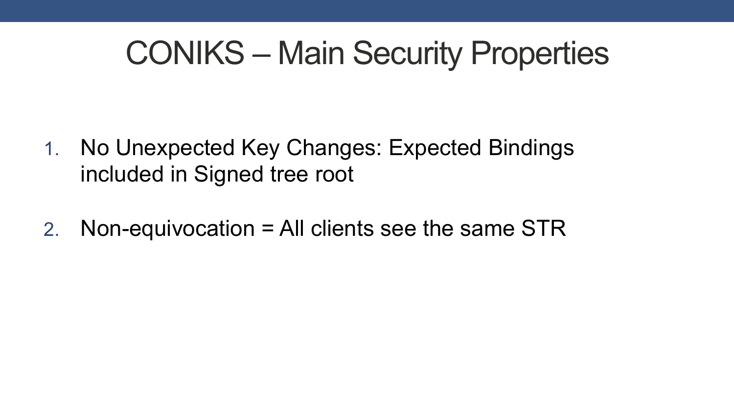# CONIKS – Main Security Properties

1. No Unexpected Key Changes: Expected Bindings included in Signed tree root

2. Non-equivocation = All clients see the same STR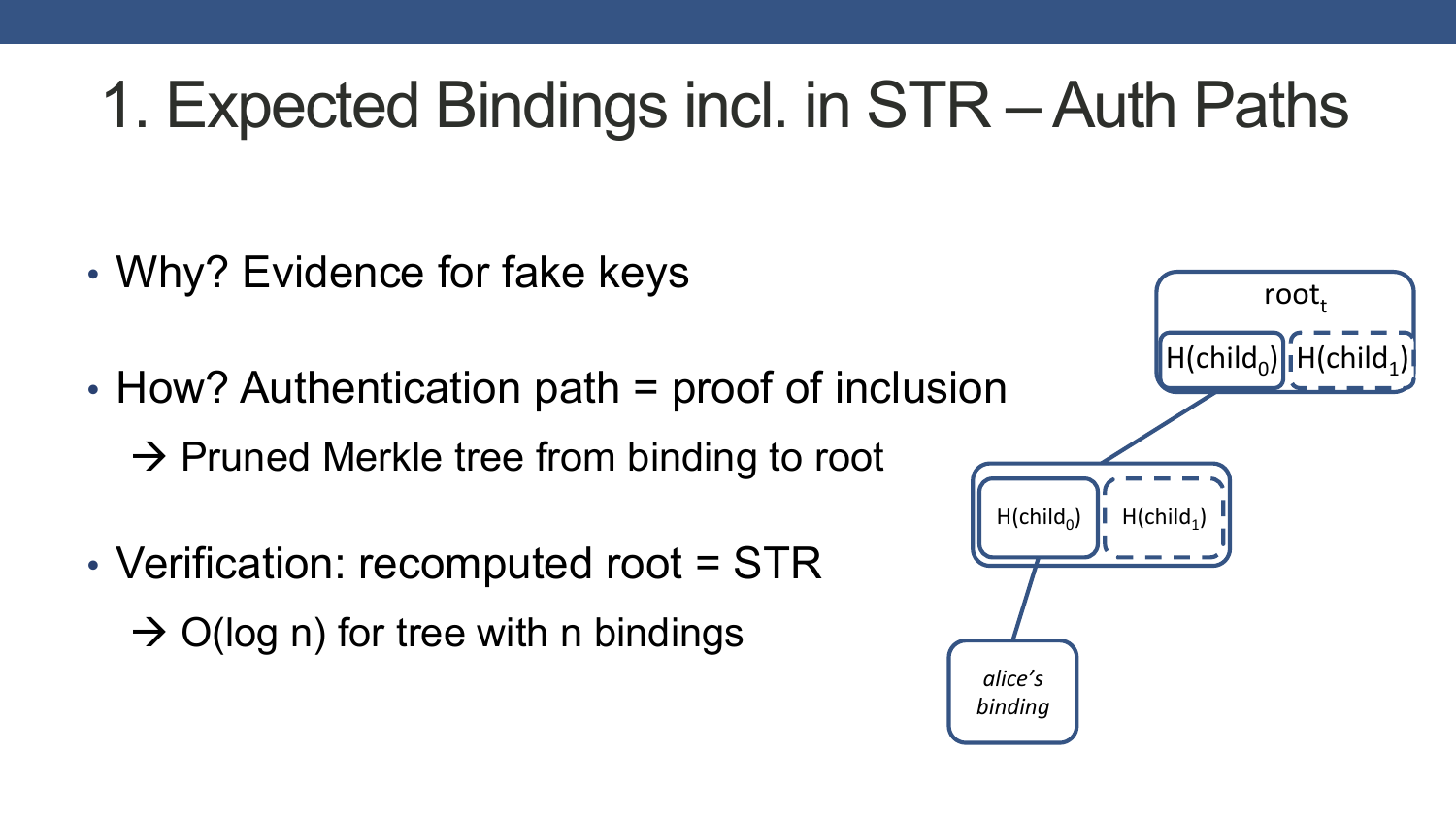# 1. Expected Bindings incl. in STR – Auth Paths

- Why? Evidence for fake keys
- How? Authentication path = proof of inclusion
  - → Pruned Merkle tree from binding to root
- Verification: recomputed root = STR
  - → O(log n) for tree with n bindings

$root_t$

$H(child_0)$ $H(child_1)$

$H(child_0)$ $H(child_1)$

*alice's binding*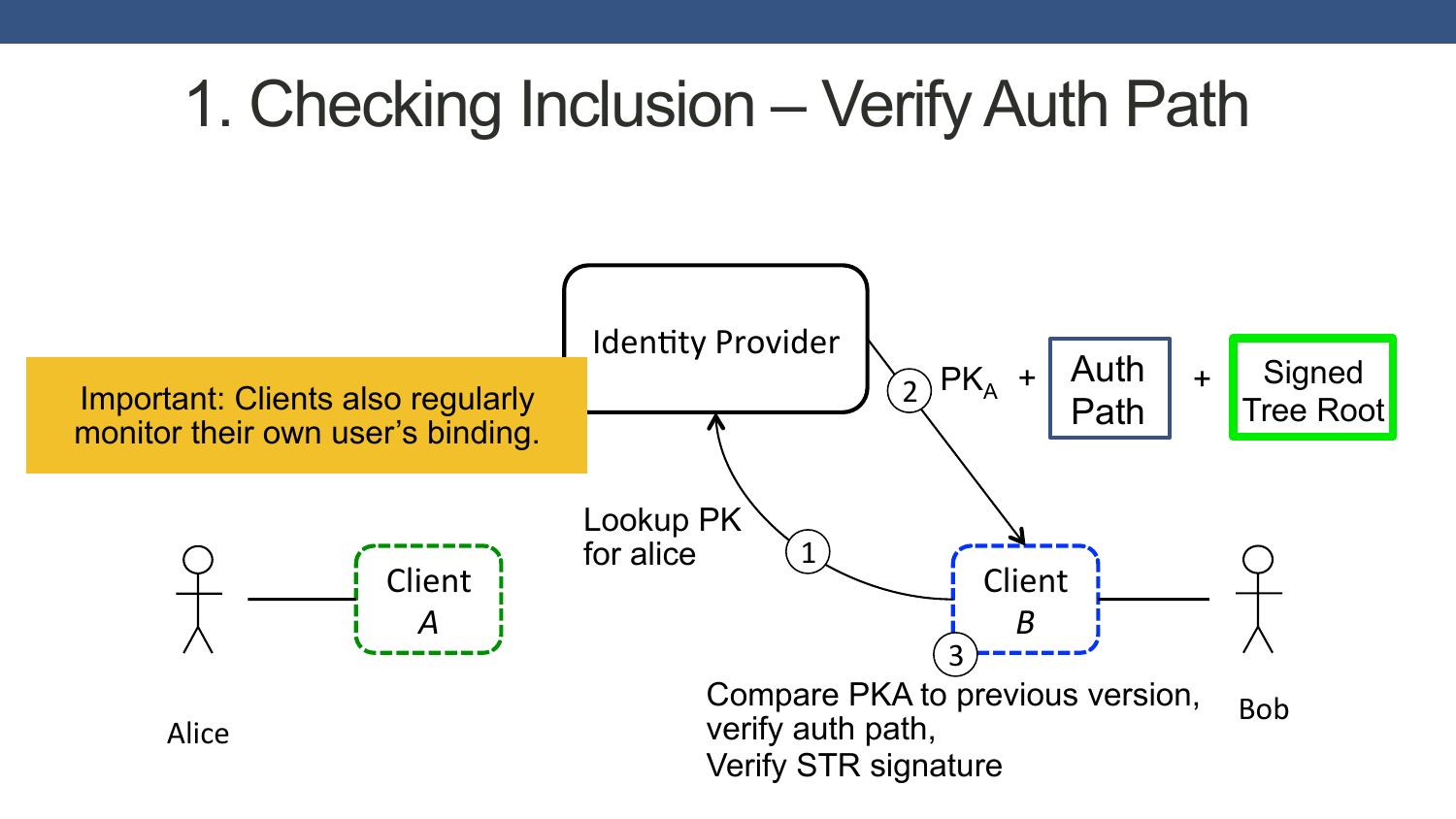# 1. Checking Inclusion – Verify Auth Path

Important: Clients also regularly monitor their own user's binding.

Identity Provider

① Lookup PK for alice

② $PK_A$ + Auth Path + Signed Tree Root

③ Compare PKA to previous version, verify auth path, Verify STR signature

Alice — Client *A*

Client *B* — Bob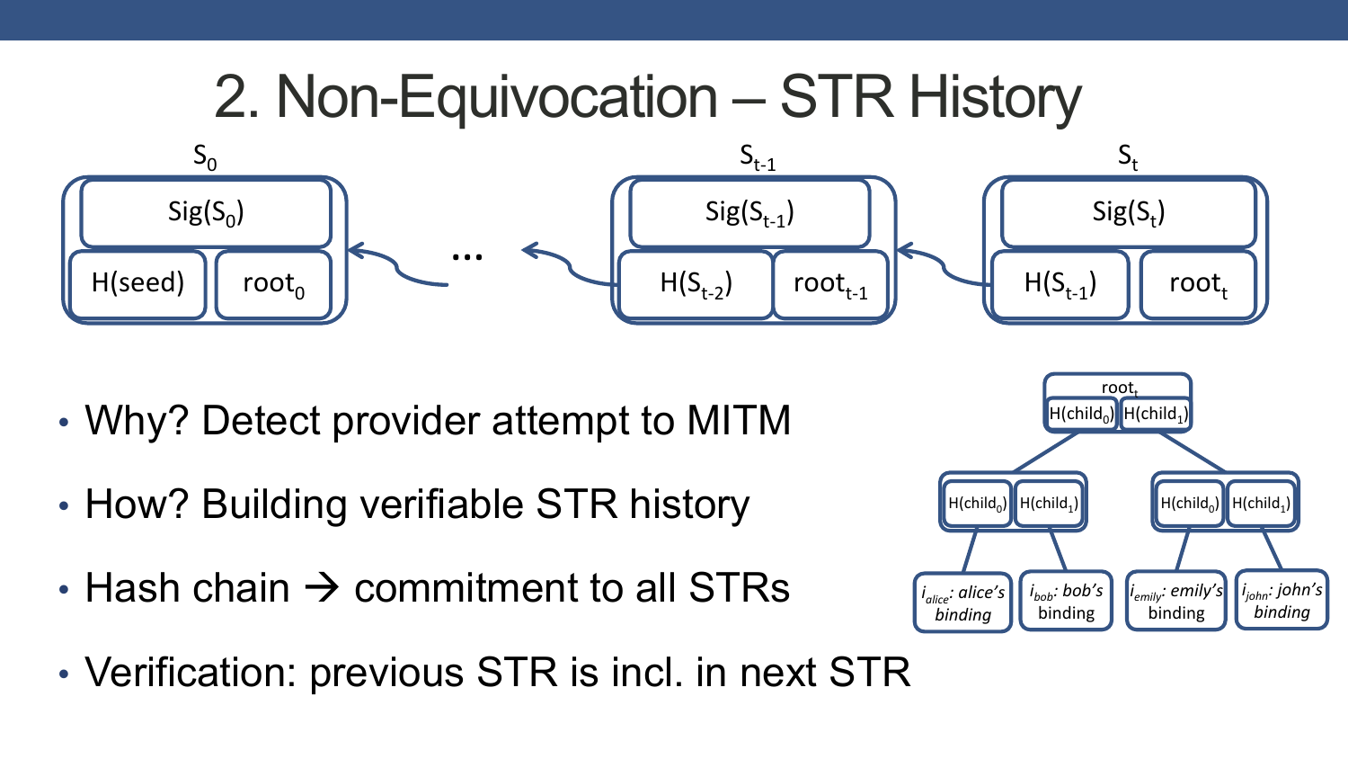# 2. Non-Equivocation – STR History

- Why? Detect provider attempt to MITM
- How? Building verifiable STR history
- Hash chain → commitment to all STRs
- Verification: previous STR is incl. in next STR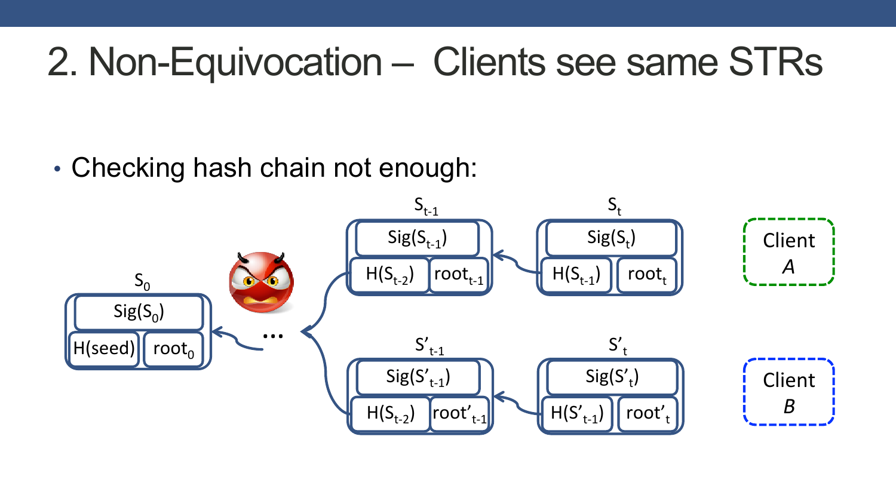# 2. Non-Equivocation – Clients see same STRs

- Checking hash chain not enough:

$S_0$: Sig($S_0$) | H(seed) | $root_0$

...

$S_{t-1}$: Sig($S_{t-1}$) | H($S_{t-2}$) | $root_{t-1}$

$S_t$: Sig($S_t$) | H($S_{t-1}$) | $root_t$

Client A

$S'_{t-1}$: Sig($S'_{t-1}$) | H($S_{t-2}$) | $root'_{t-1}$

$S'_t$: Sig($S'_t$) | H($S'_{t-1}$) | $root'_t$

Client B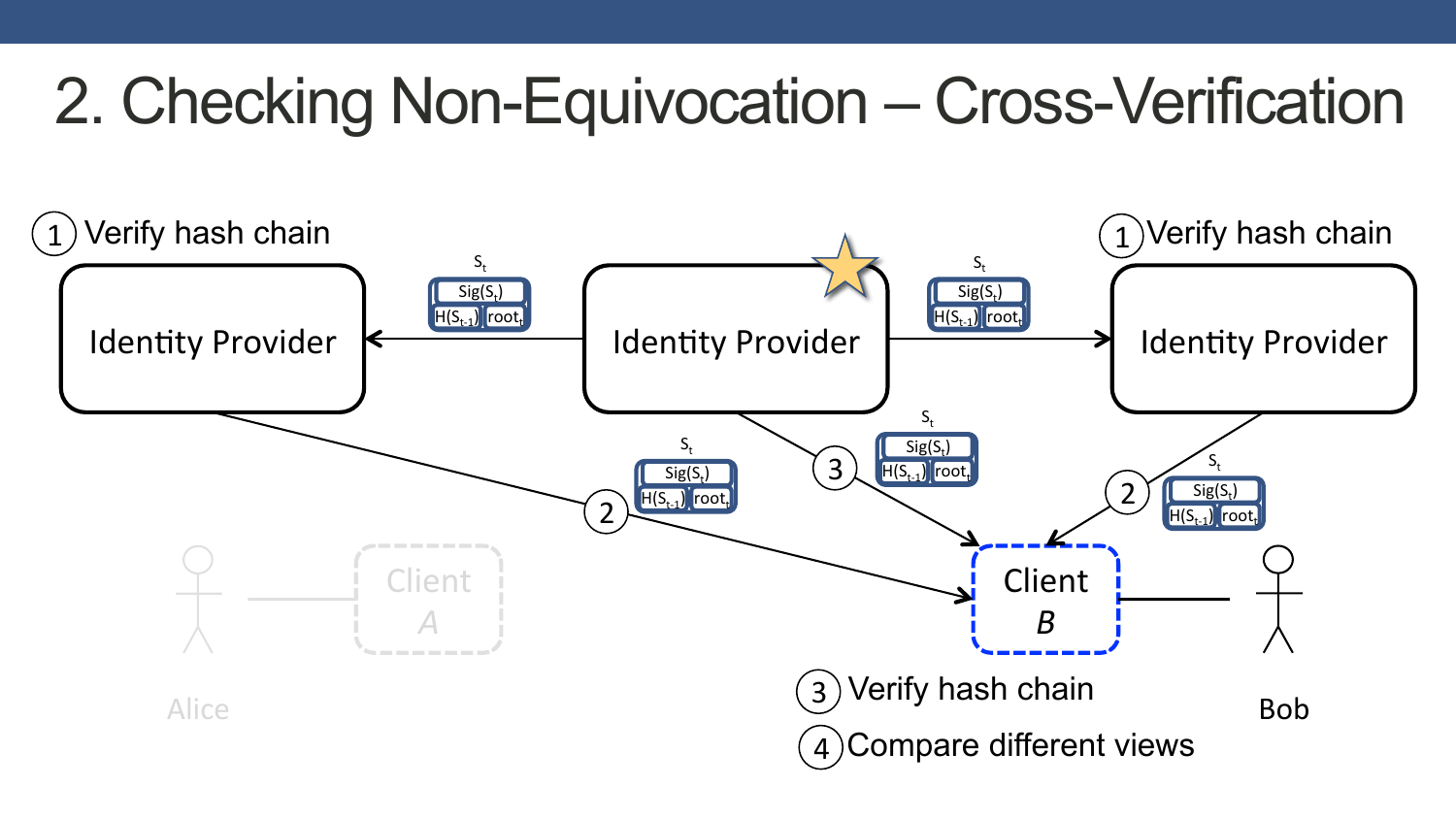# 2. Checking Non-Equivocation – Cross-Verification

① Verify hash chain

Identity Provider

$S_t$: $Sig(S_t)$, $H(S_{t-1})$, $root_t$

Identity Provider

$S_t$: $Sig(S_t)$, $H(S_{t-1})$, $root_t$

① Verify hash chain

Identity Provider

② $S_t$: $Sig(S_t)$, $H(S_{t-1})$, $root_t$

③ $S_t$: $Sig(S_t)$, $H(S_{t-1})$, $root_t$

② $S_t$: $Sig(S_t)$, $H(S_{t-1})$, $root_t$

Alice — Client *A*

Client *B* — Bob

③ Verify hash chain

④ Compare different views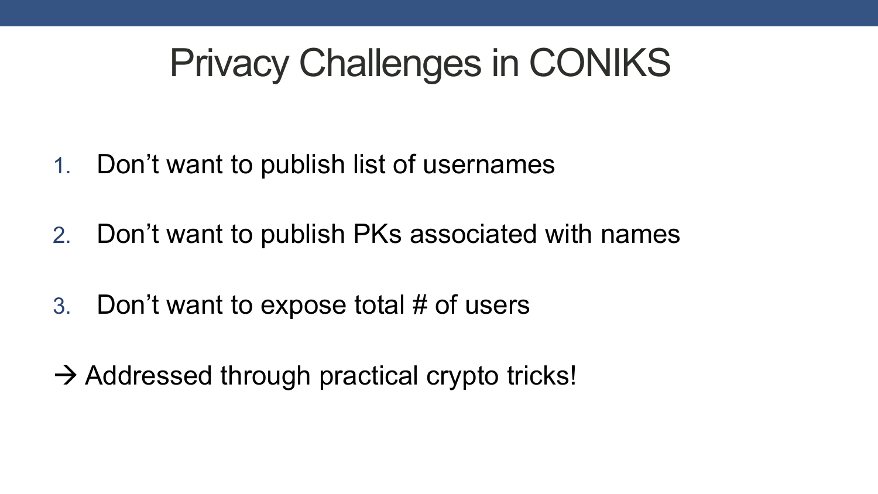# Privacy Challenges in CONIKS

1. Don’t want to publish list of usernames

2. Don’t want to publish PKs associated with names

3. Don’t want to expose total # of users

→ Addressed through practical crypto tricks!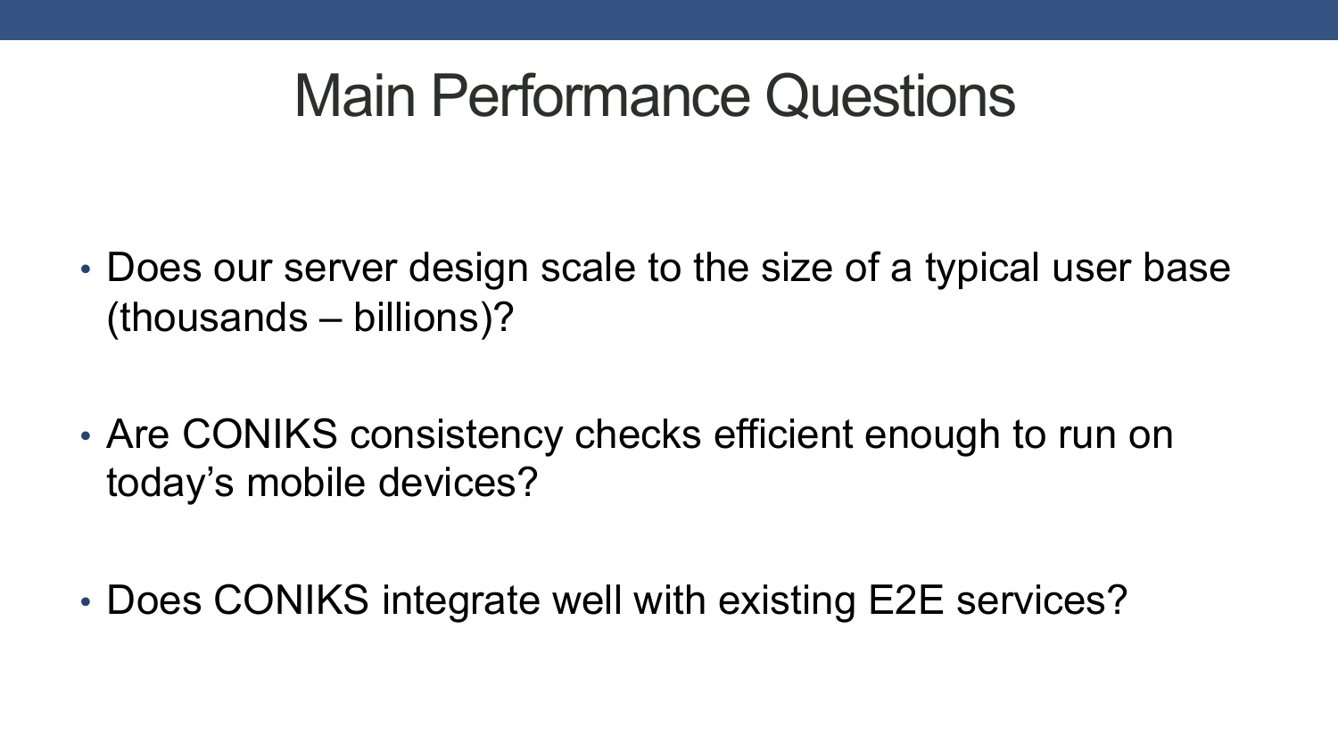# Main Performance Questions

- Does our server design scale to the size of a typical user base (thousands – billions)?
- Are CONIKS consistency checks efficient enough to run on today's mobile devices?
- Does CONIKS integrate well with existing E2E services?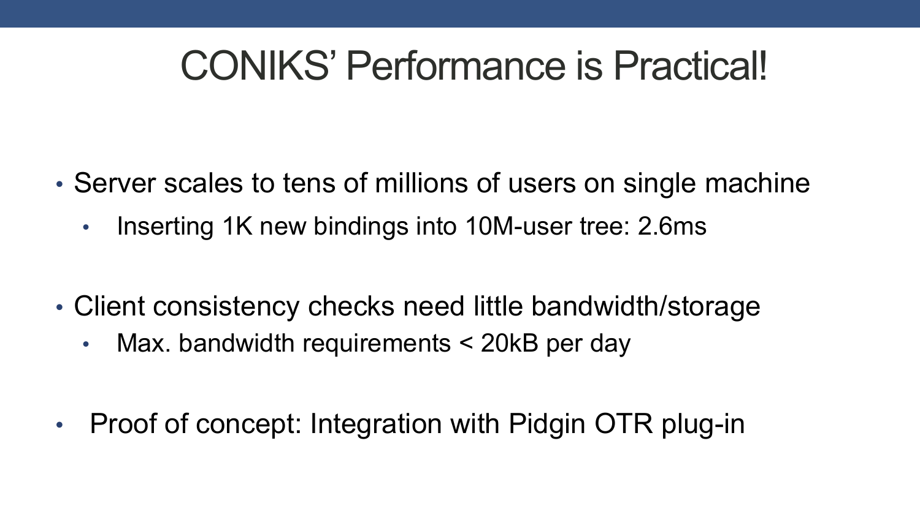# CONIKS' Performance is Practical!

- Server scales to tens of millions of users on single machine
  - Inserting 1K new bindings into 10M-user tree: 2.6ms
- Client consistency checks need little bandwidth/storage
  - Max. bandwidth requirements < 20kB per day
- Proof of concept: Integration with Pidgin OTR plug-in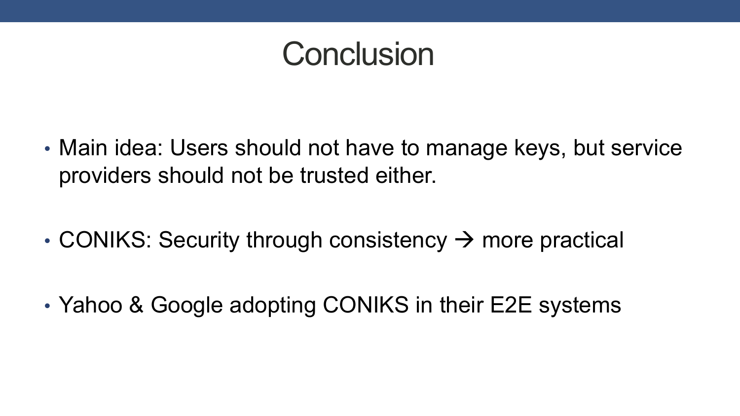# Conclusion

- Main idea: Users should not have to manage keys, but service providers should not be trusted either.

- CONIKS: Security through consistency → more practical

- Yahoo & Google adopting CONIKS in their E2E systems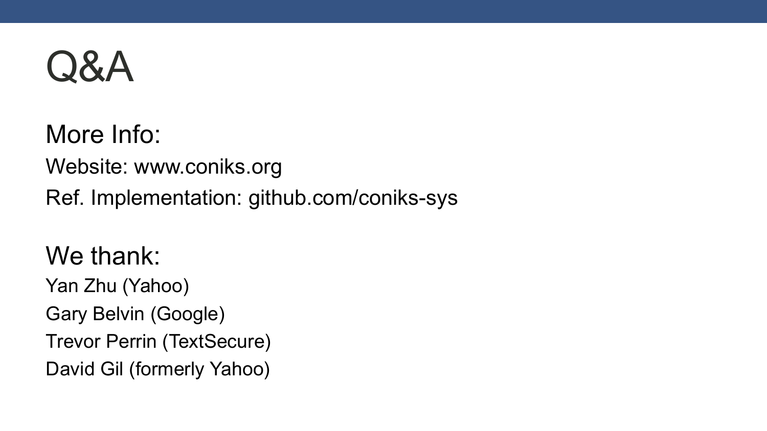# Q&A

## More Info:

Website: www.coniks.org

Ref. Implementation: github.com/coniks-sys

## We thank:

Yan Zhu (Yahoo)

Gary Belvin (Google)

Trevor Perrin (TextSecure)

David Gil (formerly Yahoo)